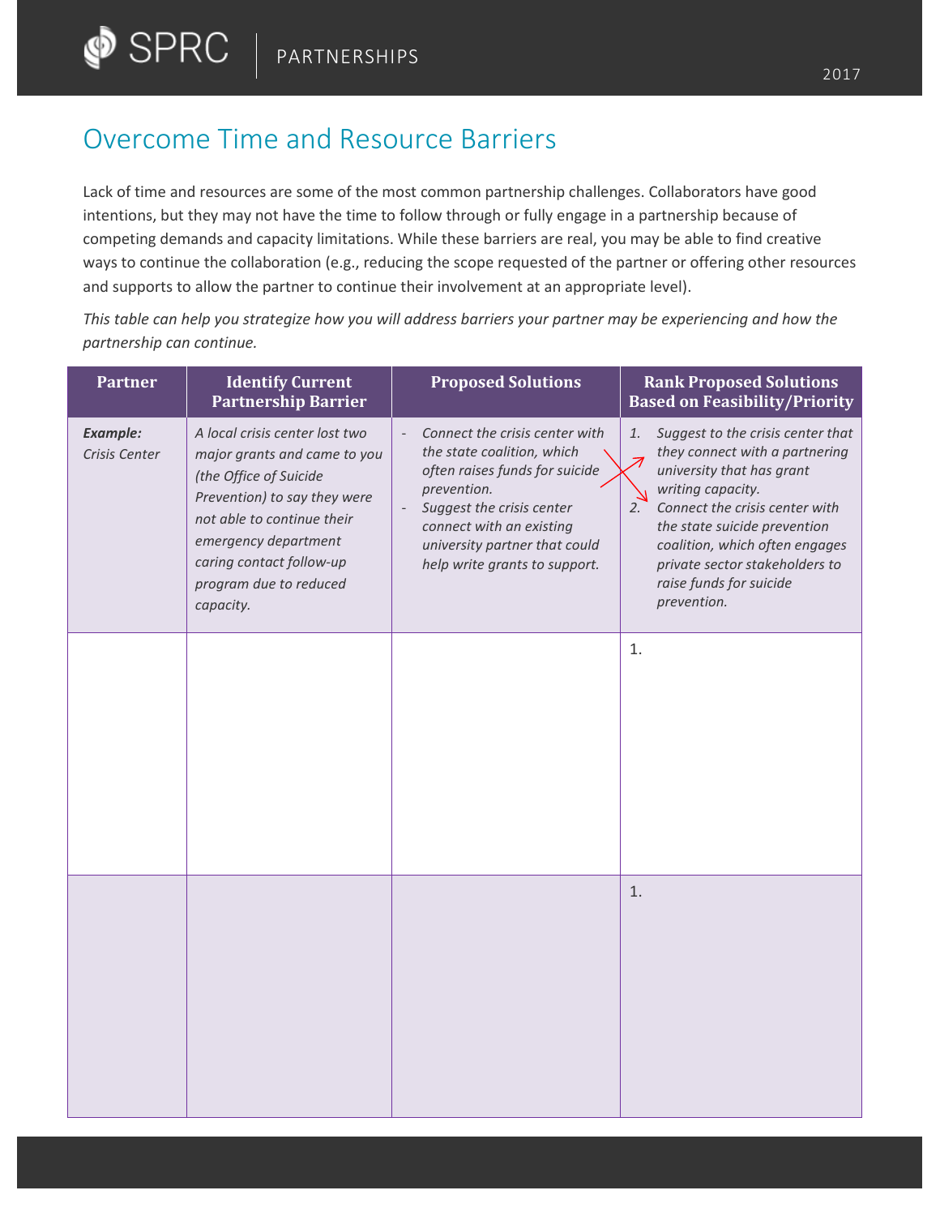# Overcome Time and Resource Barriers

Lack of time and resources are some of the most common partnership challenges. Collaborators have good intentions, but they may not have the time to follow through or fully engage in a partnership because of competing demands and capacity limitations. While these barriers are real, you may be able to find creative ways to continue the collaboration (e.g., reducing the scope requested of the partner or offering other resources and supports to allow the partner to continue their involvement at an appropriate level).

*This table can help you strategize how you will address barriers your partner may be experiencing and how the partnership can continue.*

| Partner | Identify Current Partnership Barrier | Proposed Solutions | Rank Proposed Solutions Based on Feasibility/Priority |
|---|---|---|---|
| ***Example:*** *Crisis Center* | *A local crisis center lost two major grants and came to you (the Office of Suicide Prevention) to say they were not able to continue their emergency department caring contact follow-up program due to reduced capacity.* | - *Connect the crisis center with the state coalition, which often raises funds for suicide prevention.* <br> - *Suggest the crisis center connect with an existing university partner that could help write grants to support.* | *1. Suggest to the crisis center that they connect with a partnering university that has grant writing capacity.* <br> *2. Connect the crisis center with the state suicide prevention coalition, which often engages private sector stakeholders to raise funds for suicide prevention.* |
| | | | 1. |
| | | | 1. |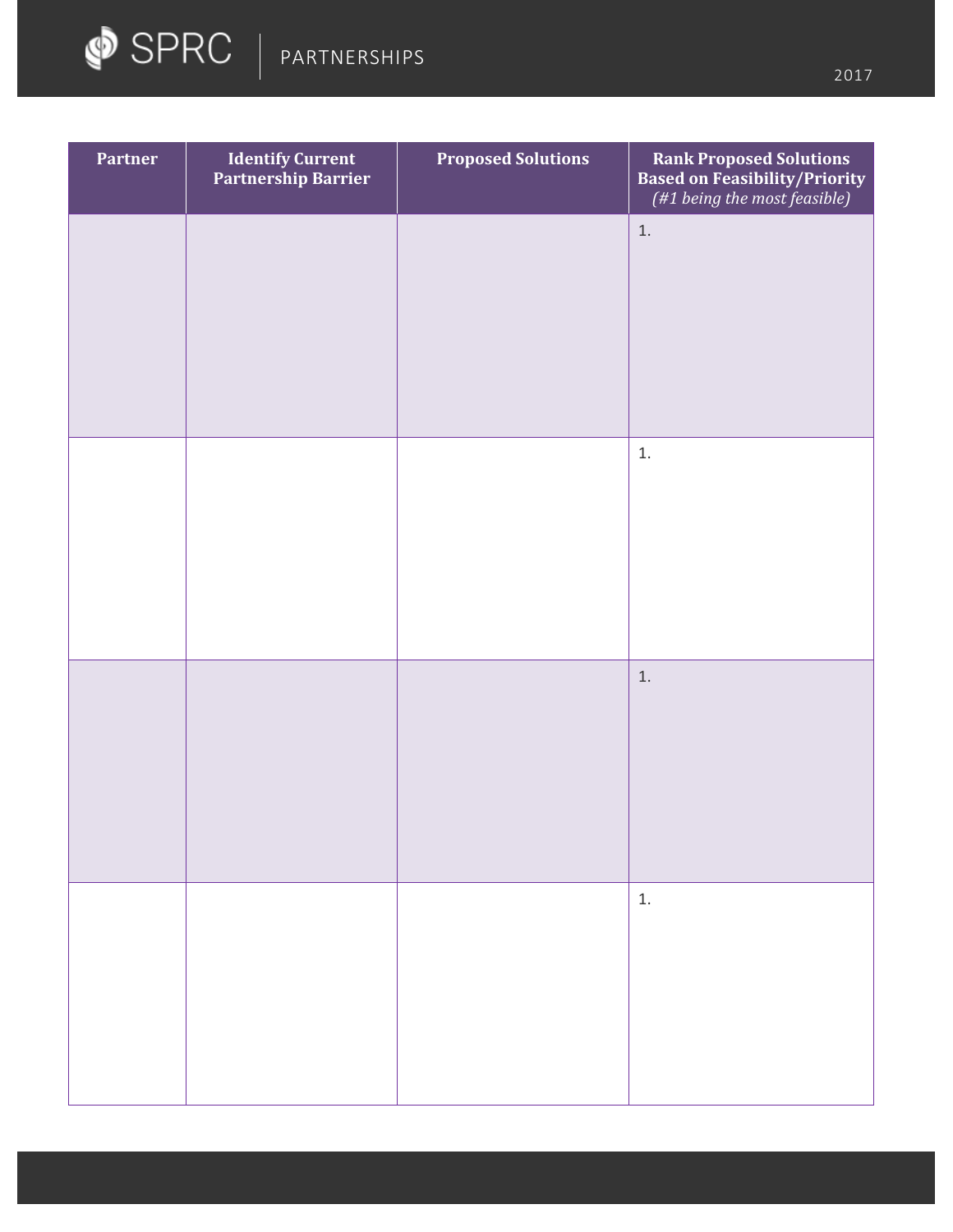| Partner | Identify Current Partnership Barrier | Proposed Solutions | Rank Proposed Solutions Based on Feasibility/Priority *(#1 being the most feasible)* |
| --- | --- | --- | --- |
| | | | 1. |
| | | | 1. |
| | | | 1. |
| | | | 1. |